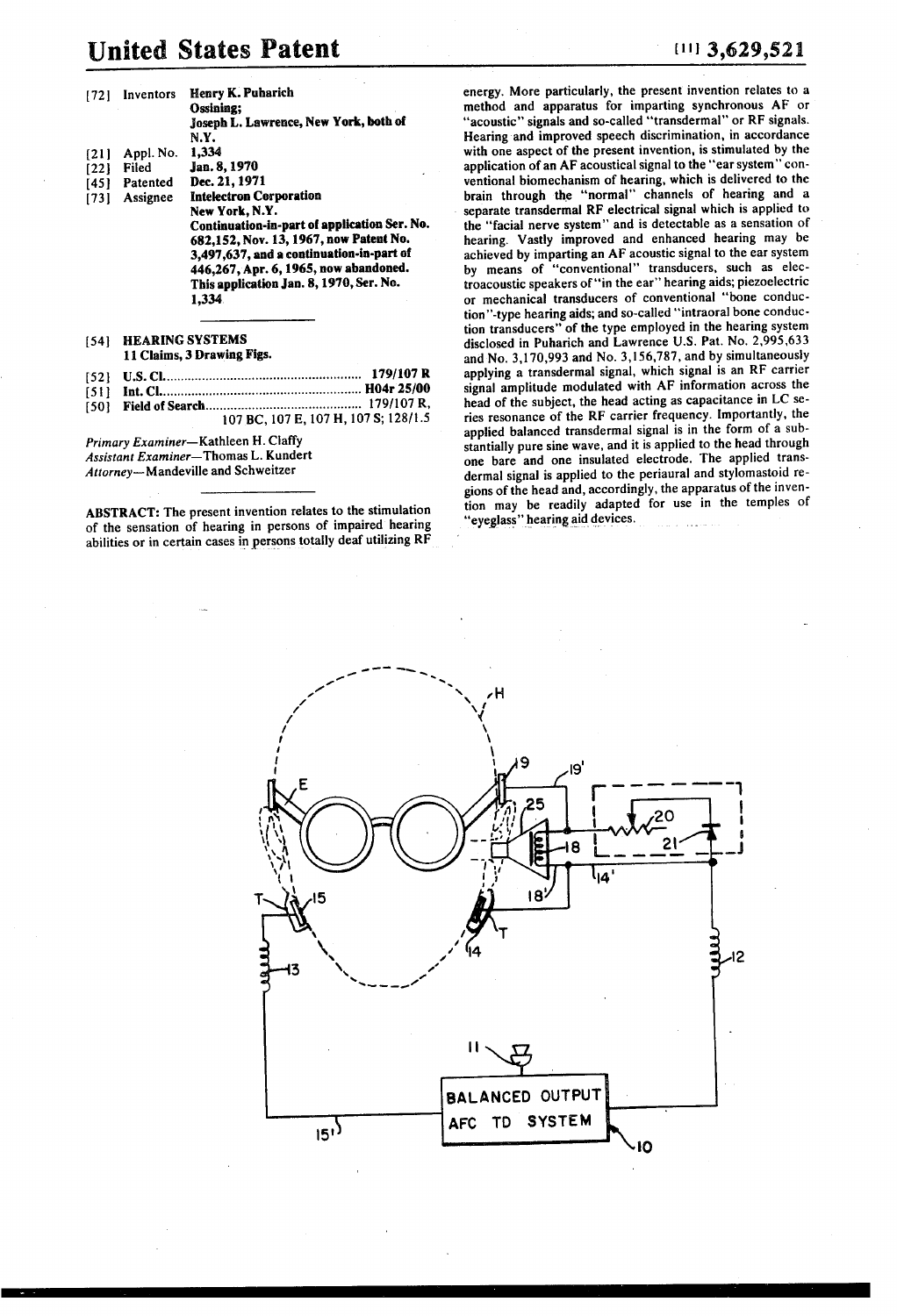# United States Patent

[11] 3,629,521

[72] Inventors **Henry K. Puharich**
**Ossining;**
**Joseph L. Lawrence, New York, both of N.Y.**

[21] Appl. No. **1,334**

[22] Filed **Jan. 8, 1970**

[45] Patented **Dec. 21, 1971**

[73] Assignee **Intelectron Corporation**
**New York, N.Y.**
**Continuation-in-part of application Ser. No. 682,152, Nov. 13, 1967, now Patent No. 3,497,637, and a continuation-in-part of 446,267, Apr. 6, 1965, now abandoned. This application Jan. 8, 1970, Ser. No. 1,334**

[54] **HEARING SYSTEMS**
**11 Claims, 3 Drawing Figs.**

[52] U.S. Cl. .......... **179/107 R**

[51] Int. Cl. .......... **H04r 25/00**

[50] Field of Search .......... 179/107 R, 107 BC, 107 E, 107 H, 107 S; 128/1.5

*Primary Examiner*—Kathleen H. Claffy
*Assistant Examiner*—Thomas L. Kundert
*Attorney*—Mandeville and Schweitzer

**ABSTRACT:** The present invention relates to the stimulation of the sensation of hearing in persons of impaired hearing abilities or in certain cases in persons totally deaf utilizing RF energy. More particularly, the present invention relates to a method and apparatus for imparting synchronous AF or "acoustic" signals and so-called "transdermal" or RF signals. Hearing and improved speech discrimination, in accordance with one aspect of the present invention, is stimulated by the application of an AF acoustical signal to the "ear system" conventional biomechanism of hearing, which is delivered to the brain through the "normal" channels of hearing and a separate transdermal RF electrical signal which is applied to the "facial nerve system" and is detectable as a sensation of hearing. Vastly improved and enhanced hearing may be achieved by imparting an AF acoustic signal to the ear system by means of "conventional" transducers, such as electroacoustic speakers of "in the ear" hearing aids; piezoelectric or mechanical transducers of conventional "bone conduction"-type hearing aids; and so-called "intraoral bone conduction transducers" of the type employed in the hearing system disclosed in Puharich and Lawrence U.S. Pat. No. 2,995,633 and No. 3,170,993 and No. 3,156,787, and by simultaneously applying a transdermal signal, which signal is an RF carrier signal amplitude modulated with AF information across the head of the subject, the head acting as capacitance in LC series resonance of the RF carrier frequency. Importantly, the applied balanced transdermal signal is in the form of a substantially pure sine wave, and it is applied to the head through one bare and one insulated electrode. The applied transdermal signal is applied to the periaural and stylomastoid regions of the head and, accordingly, the apparatus of the invention may be readily adapted for use in the temples of "eyeglass" hearing aid devices.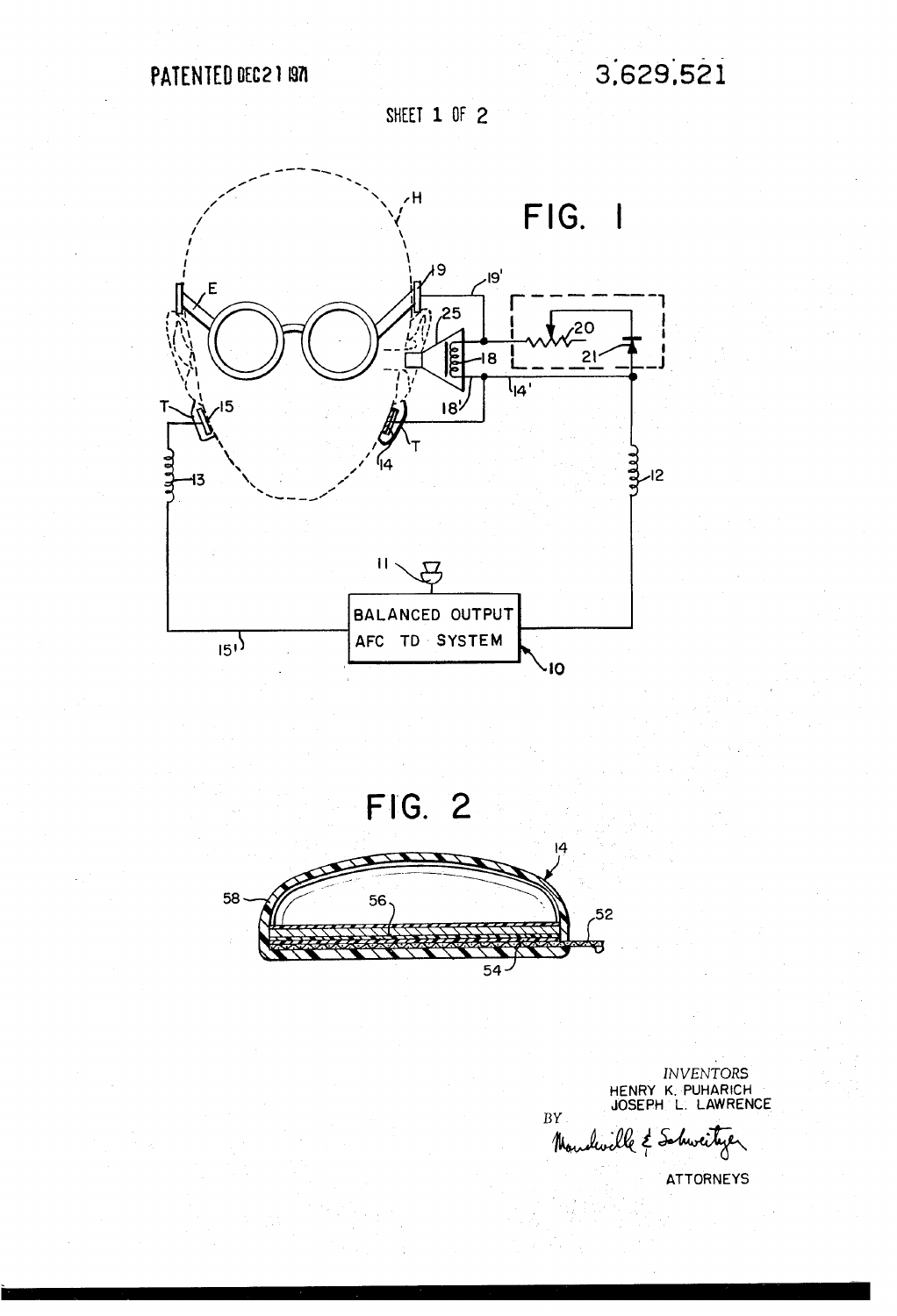PATENTED DEC 21 1971

3,629,521

SHEET 1 OF 2

FIG. 1

FIG. 2

INVENTORS
HENRY K. PUHARICH
JOSEPH L. LAWRENCE

BY

Mandeville & Schweitzer

ATTORNEYS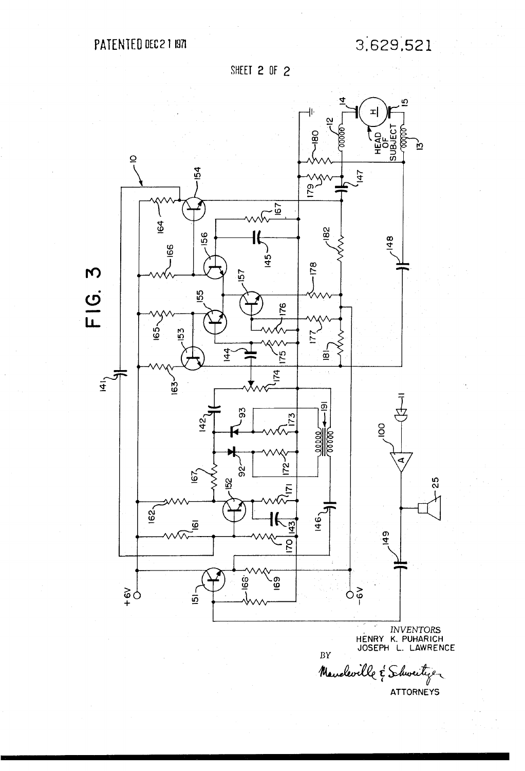PATENTED DEC 21 1971

3,629,521

SHEET 2 OF 2

FIG. 3

INVENTORS
HENRY K. PUHARICH
JOSEPH L. LAWRENCE

BY

Mandeville & Schweitzer

ATTORNEYS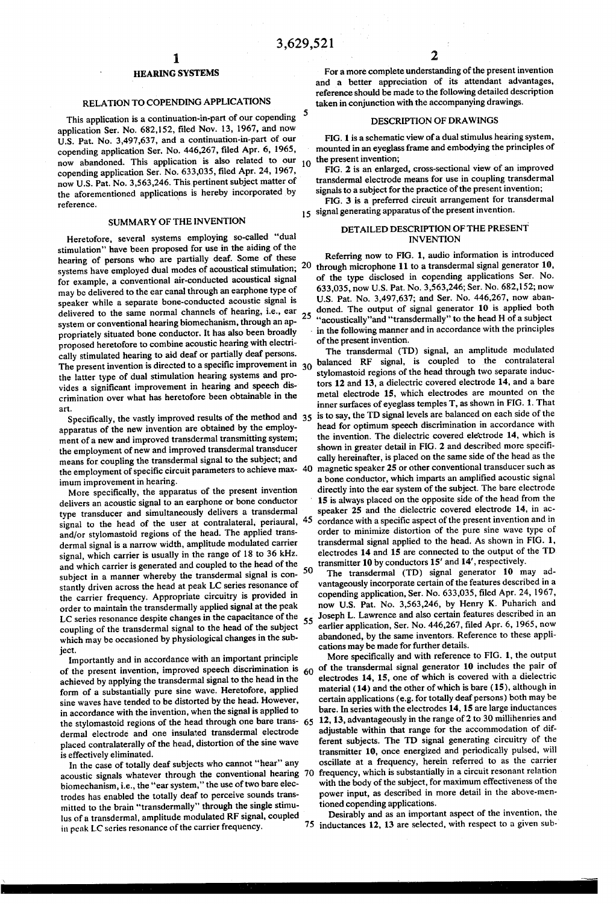# HEARING SYSTEMS

## RELATION TO COPENDING APPLICATIONS

This application is a continuation-in-part of our copending application Ser. No. 682,152, filed Nov. 13, 1967, and now U.S. Pat. No. 3,497,637, and a continuation-in-part of our copending application Ser. No. 446,267, filed Apr. 6, 1965, now abandoned. This application is also related to our copending application Ser. No. 633,035, filed Apr. 24, 1967, now U.S. Pat. No. 3,563,246. This pertinent subject matter of the aforementioned applications is hereby incorporated by reference.

## SUMMARY OF THE INVENTION

Heretofore, several systems employing so-called "dual stimulation" have been proposed for use in the aiding of the hearing of persons who are partially deaf. Some of these systems have employed dual modes of acoustical stimulation; for example, a conventional air-conducted acoustical signal may be delivered to the ear canal through an earphone type of speaker while a separate bone-conducted acoustic signal is delivered to the same normal channels of hearing, i.e., ear system or conventional hearing biomechanism, through an appropriately situated bone conductor. It has also been broadly proposed heretofore to combine acoustic hearing with electrically stimulated hearing to aid deaf or partially deaf persons. The present invention is directed to a specific improvement in the latter type of dual stimulation hearing systems and provides a significant improvement in hearing and speech discrimination over what has heretofore been obtainable in the art.

Specifically, the vastly improved results of the method and apparatus of the new invention are obtained by the employment of a new and improved transdermal transmitting system; the employment of new and improved transdermal transducer means for coupling the transdermal signal to the subject; and the employment of specific circuit parameters to achieve maximum improvement in hearing.

More specifically, the apparatus of the present invention delivers an acoustic signal to an earphone or bone conductor type transducer and simultaneously delivers a transdermal signal to the head of the user at contralateral, periaural, and/or stylomastoid regions of the head. The applied transdermal signal is a narrow width, amplitude modulated carrier signal, which carrier is usually in the range of 18 to 36 kHz. and which carrier is generated and coupled to the head of the subject in a manner whereby the transdermal signal is constantly driven across the head at peak LC series resonance of the carrier frequency. Appropriate circuitry is provided in order to maintain the transdermally applied signal at the peak LC series resonance despite changes in the capacitance of the coupling of the transdermal signal to the head of the subject which may be occasioned by physiological changes in the subject.

Importantly and in accordance with an important principle of the present invention, improved speech discrimination is achieved by applying the transdermal signal to the head in the form of a substantially pure sine wave. Heretofore, applied sine waves have tended to be distorted by the head. However, in accordance with the invention, when the signal is applied to the stylomastoid regions of the head through one bare transdermal electrode and one insulated transdermal electrode placed contralaterally of the head, distortion of the sine wave is effectively eliminated.

In the case of totally deaf subjects who cannot "hear" any acoustic signals whatever through the conventional hearing biomechanism, i.e., the "ear system," the use of two bare electrodes has enabled the totally deaf to perceive sounds transmitted to the brain "transdermally" through the single stimulus of a transdermal, amplitude modulated RF signal, coupled in peak LC series resonance of the carrier frequency.

For a more complete understanding of the present invention and a better appreciation of its attendant advantages, reference should be made to the following detailed description taken in conjunction with the accompanying drawings.

## DESCRIPTION OF DRAWINGS

FIG. 1 is a schematic view of a dual stimulus hearing system, mounted in an eyeglass frame and embodying the principles of the present invention;

FIG. 2 is an enlarged, cross-sectional view of an improved transdermal electrode means for use in coupling transdermal signals to a subject for the practice of the present invention;

FIG. 3 is a preferred circuit arrangement for transdermal signal generating apparatus of the present invention.

## DETAILED DESCRIPTION OF THE PRESENT INVENTION

Referring now to FIG. 1, audio information is introduced through microphone 11 to a transdermal signal generator 10, of the type disclosed in copending applications Ser. No. 633,035, now U.S. Pat. No. 3,563,246; Ser. No. 682,152; now U.S. Pat. No. 3,497,637; and Ser. No. 446,267, now abandoned. The output of signal generator 10 is applied both "acoustically" and "transdermally" to the head H of a subject in the following manner and in accordance with the principles of the present invention.

The transdermal (TD) signal, an amplitude modulated balanced RF signal, is coupled to the contralateral stylomastoid regions of the head through two separate inductors 12 and 13, a dielectric covered electrode 14, and a bare metal electrode 15, which electrodes are mounted on the inner surfaces of eyeglass temples T, as shown in FIG. 1. That is to say, the TD signal levels are balanced on each side of the head for optimum speech discrimination in accordance with the invention. The dielectric covered electrode 14, which is shown in greater detail in FIG. 2 and described more specifically hereinafter, is placed on the same side of the head as the magnetic speaker 25 or other conventional transducer such as a bone conductor, which imparts an amplified acoustic signal directly into the ear system of the subject. The bare electrode 15 is always placed on the opposite side of the head from the speaker 25 and the dielectric covered electrode 14, in accordance with a specific aspect of the present invention and in order to minimize distortion of the pure sine wave type of transdermal signal applied to the head. As shown in FIG. 1, electrodes 14 and 15 are connected to the output of the TD transmitter 10 by conductors 15' and 14', respectively.

The transdermal (TD) signal generator 10 may advantageously incorporate certain of the features described in a copending application, Ser. No. 633,035, filed Apr. 24, 1967, now U.S. Pat. No. 3,563,246, by Henry K. Puharich and Joseph L. Lawrence and also certain features described in an earlier application, Ser. No. 446,267, filed Apr. 6, 1965, now abandoned, by the same inventors. Reference to these applications may be made for further details.

More specifically and with reference to FIG. 1, the output of the transdermal signal generator 10 includes the pair of electrodes 14, 15, one of which is covered with a dielectric material (14) and the other of which is bare (15), although in certain applications (e.g. for totally deaf persons) both may be bare. In series with the electrodes 14, 15 are large inductances 12, 13, advantageously in the range of 2 to 30 millihenries and adjustable within that range for the accommodation of different subjects. The TD signal generating circuitry of the transmitter 10, once energized and periodically pulsed, will oscillate at a frequency, herein referred to as the carrier frequency, which is substantially in a circuit resonant relation with the body of the subject, for maximum effectiveness of the power input, as described in more detail in the above-mentioned copending applications.

Desirably and as an important aspect of the invention, the inductances 12, 13 are selected, with respect to a given sub-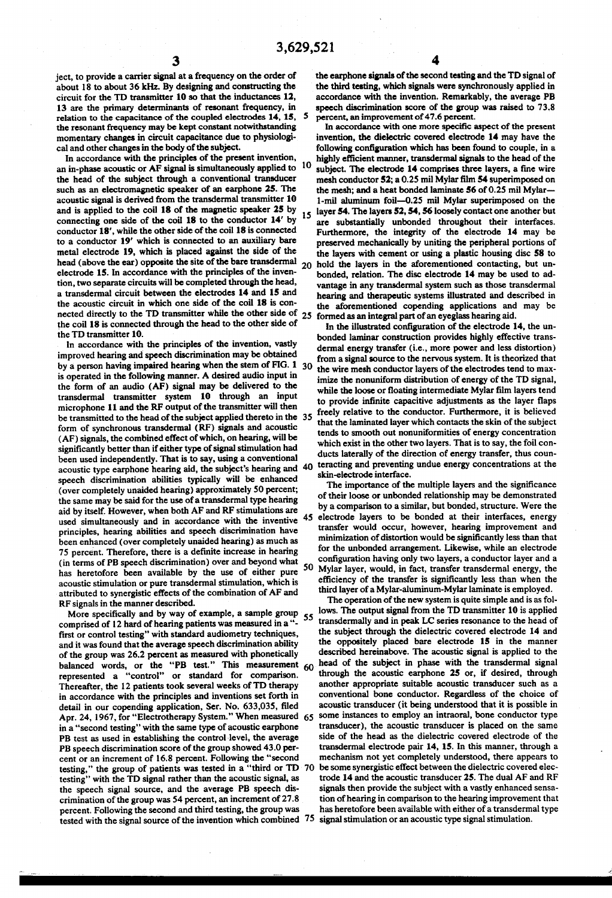ject, to provide a carrier signal at a frequency on the order of about 18 to about 36 kHz. By designing and constructing the circuit for the TD transmitter 10 so that the inductances 12, 13 are the primary determinants of resonant frequency, in relation to the capacitance of the coupled electrodes 14, 15, the resonant frequency may be kept constant notwithstanding momentary changes in circuit capacitance due to physiological and other changes in the body of the subject.

In accordance with the principles of the present invention, an in-phase acoustic or AF signal is simultaneously applied to the head of the subject through a conventional transducer such as an electromagnetic speaker of an earphone 25. The acoustic signal is derived from the transdermal transmitter 10 and is applied to the coil 18 of the magnetic speaker 25 by connecting one side of the coil 18 to the conductor 14' by conductor 18', while the other side of the coil 18 is connected to a conductor 19' which is connected to an auxiliary bare metal electrode 19, which is placed against the side of the head (above the ear) opposite the site of the bare transdermal electrode 15. In accordance with the principles of the invention, two separate circuits will be completed through the head, a transdermal circuit between the electrodes 14 and 15 and the acoustic circuit in which one side of the coil 18 is connected directly to the TD transmitter while the other side of the coil 18 is connected through the head to the other side of the TD transmitter 10.

In accordance with the principles of the invention, vastly improved hearing and speech discrimination may be obtained by a person having impaired hearing when the stem of FIG. 1 is operated in the following manner. A desired audio input in the form of an audio (AF) signal may be delivered to the transdermal transmitter system 10 through an input microphone 11 and the RF output of the transmitter will then be transmitted to the head of the subject applied thereto in the form of synchronous transdermal (RF) signals and acoustic (AF) signals, the combined effect of which, on hearing, will be significantly better than if either type of signal stimulation had been used independently. That is to say, using a conventional acoustic type earphone hearing aid, the subject's hearing and speech discrimination abilities typically will be enhanced (over completely unaided hearing) approximately 50 percent; the same may be said for the use of a transdermal type hearing aid by itself. However, when both AF and RF stimulations are used simultaneously and in accordance with the inventive principles, hearing abilities and speech discrimination have been enhanced (over completely unaided hearing) as much as 75 percent. Therefore, there is a definite increase in hearing (in terms of PB speech discrimination) over and beyond what has heretofore been available by the use of either pure acoustic stimulation or pure transdermal stimulation, which is attributed to synergistic effects of the combination of AF and RF signals in the manner described.

More specifically and by way of example, a sample group comprised of 12 hard of hearing patients was measured in a "first or control testing" with standard audiometry techniques, and it was found that the average speech discrimination ability of the group was 26.2 percent as measured with phonetically balanced words, or the "PB test." This measurement represented a "control" or standard for comparison. Thereafter, the 12 patients took several weeks of TD therapy in accordance with the principles and inventions set forth in detail in our copending application, Ser. No. 633,035, filed Apr. 24, 1967, for "Electrotherapy System." When measured in a "second testing" with the same type of acoustic earphone PB test as used in establishing the control level, the average PB speech discrimination score of the group showed 43.0 percent or an increment of 16.8 percent. Following the "second testing," the group of patients was tested in a "third or TD testing" with the TD signal rather than the acoustic signal, as the speech signal source, and the average PB speech discrimination of the group was 54 percent, an increment of 27.8 percent. Following the second and third testing, the group was tested with the signal source of the invention which combined the earphone signals of the second testing and the TD signal of the third testing, which signals were synchronously applied in accordance with the invention. Remarkably, the average PB speech discrimination score of the group was raised to 73.8 percent, an improvement of 47.6 percent.

In accordance with one more specific aspect of the present invention, the dielectric covered electrode 14 may have the following configuration which has been found to couple, in a highly efficient manner, transdermal signals to the head of the subject. The electrode 14 comprises three layers, a fine wire mesh conductor 52; a 0.25 mil Mylar film 54 superimposed on the mesh; and a heat bonded laminate 56 of 0.25 mil Mylar—1-mil aluminum foil—0.25 mil Mylar superimposed on the layer 54. The layers 52, 54, 56 loosely contact one another but are substantially unbonded throughout their interfaces. Furthermore, the integrity of the electrode 14 may be preserved mechanically by uniting the peripheral portions of the layers with cement or using a plastic housing disc 58 to hold the layers in the aforementioned contacting, but unbonded, relation. The disc electrode 14 may be used to advantage in any transdermal system such as those transdermal hearing and therapeutic systems illustrated and described in the aforementioned copending applications and may be formed as an integral part of an eyeglass hearing aid.

In the illustrated configuration of the electrode 14, the unbonded laminar construction provides highly effective transdermal energy transfer (i.e., more power and less distortion) from a signal source to the nervous system. It is theorized that the wire mesh conductor layers of the electrodes tend to maximize the nonuniform distribution of energy of the TD signal, while the loose or floating intermediate Mylar film layers tend to provide infinite capacitive adjustments as the layer flaps freely relative to the conductor. Furthermore, it is believed that the laminated layer which contacts the skin of the subject tends to smooth out nonuniformities of energy concentration which exist in the other two layers. That is to say, the foil conducts laterally of the direction of energy transfer, thus counteracting and preventing undue energy concentrations at the skin-electrode interface.

The importance of the multiple layers and the significance of their loose or unbonded relationship may be demonstrated by a comparison to a similar, but bonded, structure. Were the electrode layers to be bonded at their interfaces, energy transfer would occur, however, hearing improvement and minimization of distortion would be significantly less than that for the unbonded arrangement. Likewise, while an electrode configuration having only two layers, a conductor layer and a Mylar layer, would, in fact, transfer transdermal energy, the efficiency of the transfer is significantly less than when the third layer of a Mylar-aluminum-Mylar laminate is employed.

The operation of the new system is quite simple and is as follows. The output signal from the TD transmitter 10 is applied transdermally and in peak LC series resonance to the head of the subject through the dielectric covered electrode 14 and the oppositely placed bare electrode 15 in the manner described hereinabove. The acoustic signal is applied to the head of the subject in phase with the transdermal signal through the acoustic earphone 25 or, if desired, through another appropriate suitable acoustic transducer such as a conventional bone conductor. Regardless of the choice of acoustic transducer (it being understood that it is possible in some instances to employ an intraoral, bone conductor type transducer), the acoustic transducer is placed on the same side of the head as the dielectric covered electrode of the transdermal electrode pair 14, 15. In this manner, through a mechanism not yet completely understood, there appears to be some synergistic effect between the dielectric covered electrode 14 and the acoustic transducer 25. The dual AF and RF signals then provide the subject with a vastly enhanced sensation of hearing in comparison to the hearing improvement that has heretofore been available with either of a transdermal type signal stimulation or an acoustic type signal stimulation.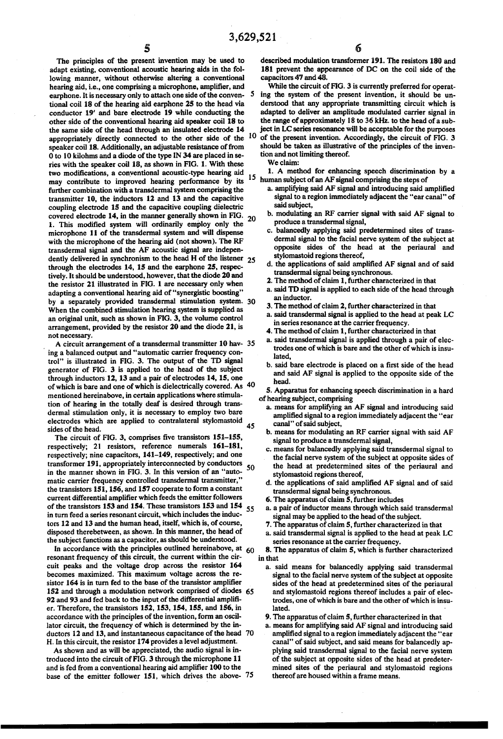The principles of the present invention may be used to adapt existing, conventional acoustic hearing aids in the following manner, without otherwise altering a conventional hearing aid, i.e., one comprising a microphone, amplifier, and earphone. It is necessary only to attach one side of the conventional coil 18 of the hearing aid earphone 25 to the head via conductor 19' and bare electrode 19 while conducting the other side of the conventional hearing aid speaker coil 18 to the same side of the head through an insulated electrode 14 appropriately directly connected to the other side of the speaker coil 18. Additionally, an adjustable resistance of from 0 to 10 kilohms and a diode of the type IN 34 are placed in series with the speaker coil 18, as shown in FIG. 1. With these two modifications, a conventional acoustic-type hearing aid may contribute to improved hearing performance by its further combination with a transdermal system comprising the transmitter 10, the inductors 12 and 13 and the capacitive coupling electrode 15 and the capacitive coupling dielectric covered electrode 14, in the manner generally shown in FIG. 1. This modified system will ordinarily employ only the microphone 11 of the transdermal system and will dispense with the microphone of the hearing aid (not shown). The RF transdermal signal and the AF acoustic signal are independently delivered in synchronism to the head H of the listener through the electrodes 14, 15 and the earphone 25, respectively. It should be understood, however, that the diode 20 and the resistor 21 illustrated in FIG. 1 are necessary only when adapting a conventional hearing aid of "synergistic boosting" by a separately provided transdermal stimulation system. When the combined stimulation hearing system is supplied as an original unit, such as shown in FIG. 3, the volume control arrangement, provided by the resistor 20 and the diode 21, is not necessary.

A circuit arrangement of a transdermal transmitter 10 having a balanced output and "automatic carrier frequency control" is illustrated in FIG. 3. The output of the TD signal generator of FIG. 3 is applied to the head of the subject through inductors 12, 13 and a pair of electrodes 14, 15, one of which is bare and one of which is dielectrically covered. As mentioned hereinabove, in certain applications where stimulation of hearing in the totally deaf is desired through transdermal stimulation only, it is necessary to employ two bare electrodes which are applied to contralateral stylomastoid sides of the head.

The circuit of FIG. 3, comprises five transistors 151–155, respectively; 21 resistors, reference numerals 161–181, respectively; nine capacitors, 141–149, respectively; and one transformer 191, appropriately interconnected by conductors in the manner shown in FIG. 3. In this version of an "automatic carrier frequency controlled transdermal transmitter," the transistors 151, 156, and 157 cooperate to form a constant current differential amplifier which feeds the emitter followers of the transistors 153 and 154. These transistors 153 and 154 in turn feed a series resonant circuit, which includes the inductors 12 and 13 and the human head, itself, which is, of course, disposed therebetween, as shown. In this manner, the head of the subject functions as a capacitor, as should be understood.

In accordance with the principles outlined hereinabove, at resonant frequency of this circuit, the current within the circuit peaks and the voltage drop across the resistor 164 becomes maximized. This maximum voltage across the resistor 164 is in turn fed to the base of the transistor amplifier 152 and through a modulation network comprised of diodes 92 and 93 and fed back to the input of the differential amplifier. Therefore, the transistors 152, 153, 154, 155, and 156, in accordance with the principles of the invention, form an oscillator circuit, the frequency of which is determined by the inductors 12 and 13, and instantaneous capacitance of the head H. In this circuit, the resistor 174 provides a level adjustment.

As shown and as will be appreciated, the audio signal is introduced into the circuit of FIG. 3 through the microphone 11 and is fed from a conventional hearing aid amplifier 100 to the base of the emitter follower 151, which drives the above-described modulation transformer 191. The resistors 180 and 181 prevent the appearance of DC on the coil side of the capacitors 47 and 48.

While the circuit of FIG. 3 is currently preferred for operating the system of the present invention, it should be understood that any appropriate transmitting circuit which is adapted to deliver an amplitude modulated carrier signal in the range of approximately 18 to 36 kHz. to the head of a subject in LC series resonance will be acceptable for the purposes of the present invention. Accordingly, the circuit of FIG. 3 should be taken as illustrative of the principles of the invention and not limiting thereof.

We claim:

1. A method for enhancing speech discrimination by a human subject of an AF signal comprising the steps of
   a. amplifying said AF signal and introducing said amplified signal to a region immediately adjacent the "ear canal" of said subject,
   b. modulating an RF carrier signal with said AF signal to produce a transdermal signal,
   c. balancedly applying said predetermined sites of transdermal signal to the facial nerve system of the subject at opposite sides of the head at the periaural and stylomastoid regions thereof,
   d. the applications of said amplified AF signal and of said transdermal signal being synchronous.

2. The method of claim 1, further characterized in that
   a. said TD signal is applied to each side of the head through an inductor.

3. The method of claim 2, further characterized in that
   a. said transdermal signal is applied to the head at peak LC in series resonance at the carrier frequency.

4. The method of claim 1, further characterized in that
   a. said transdermal signal is applied through a pair of electrodes one of which is bare and the other of which is insulated,
   b. said bare electrode is placed on a first side of the head and said AF signal is applied to the opposite side of the head.

5. Apparatus for enhancing speech discrimination in a hard of hearing subject, comprising
   a. means for amplifying an AF signal and introducing said amplified signal to a region immediately adjacent the "ear canal" of said subject,
   b. means for modulating an RF carrier signal with said AF signal to produce a transdermal signal,
   c. means for balancedly applying said transdermal signal to the facial nerve system of the subject at opposite sides of the head at predetermined sites of the periaural and stylomastoid regions thereof,
   d. the applications of said amplified AF signal and of said transdermal signal being synchronous.

6. The apparatus of claim 5, further includes
   a. a pair of inductor means through which said transdermal signal may be applied to the head of the subject.

7. The apparatus of claim 5, further characterized in that
   a. said transdermal signal is applied to the head at peak LC series resonance at the carrier frequency.

8. The apparatus of claim 5, which is further characterized in that
   a. said means for balancedly applying said transdermal signal to the facial nerve system of the subject at opposite sides of the head at predetermined sites of the periaural and stylomastoid regions thereof includes a pair of electrodes, one of which is bare and the other of which is insulated.

9. The apparatus of claim 5, further characterized in that
   a. means for amplifying said AF signal and introducing said amplified signal to a region immediately adjacent the "ear canal" of said subject, and said means for balancedly applying said transdermal signal to the facial nerve system of the subject at opposite sides of the head at predetermined sites of the periaural and stylomastoid regions thereof are housed within a frame means.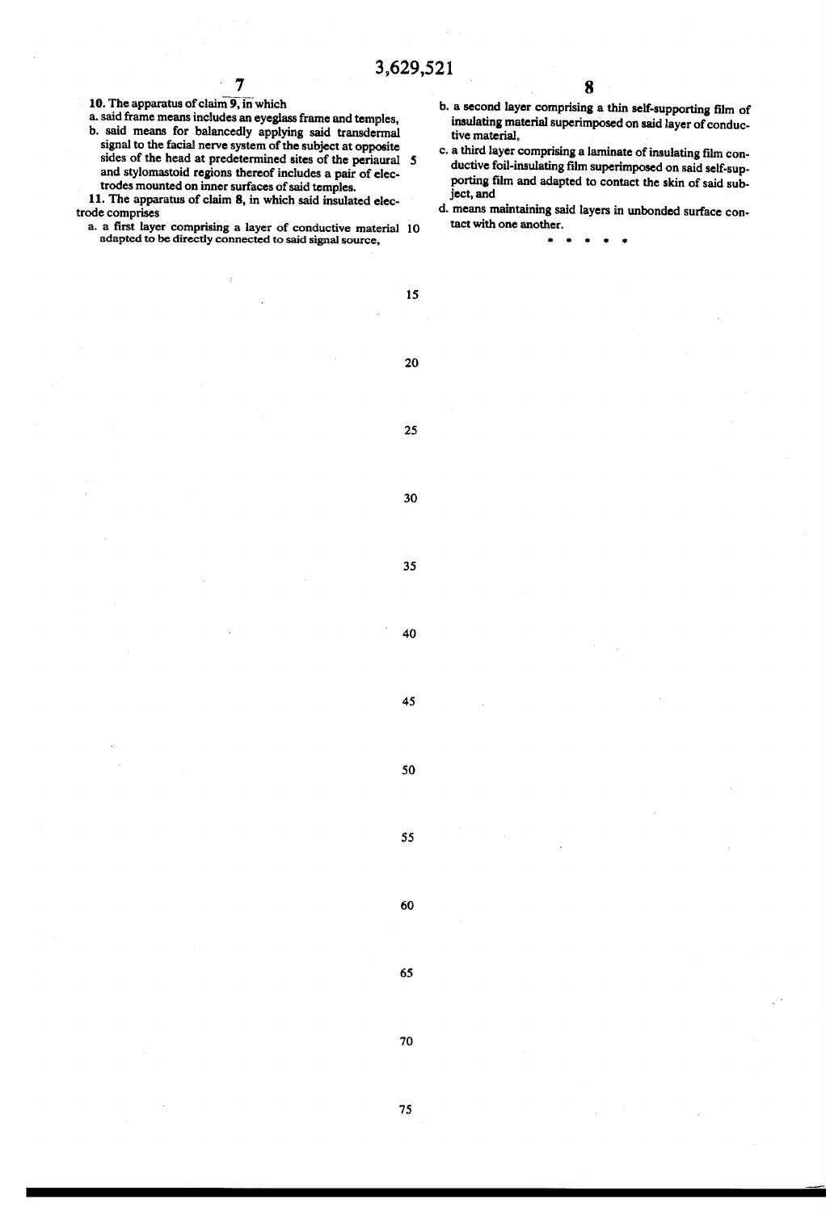10. The apparatus of claim 9, in which

a. said frame means includes an eyeglass frame and temples,

b. said means for balancedly applying said transdermal signal to the facial nerve system of the subject at opposite sides of the head at predetermined sites of the periaural and stylomastoid regions thereof includes a pair of electrodes mounted on inner surfaces of said temples.

11. The apparatus of claim 8, in which said insulated electrode comprises

a. a first layer comprising a layer of conductive material adapted to be directly connected to said signal source,

b. a second layer comprising a thin self-supporting film of insulating material superimposed on said layer of conductive material,

c. a third layer comprising a laminate of insulating film conductive foil-insulating film superimposed on said self-supporting film and adapted to contact the skin of said subject, and

d. means maintaining said layers in unbonded surface contact with one another.

* * * * *